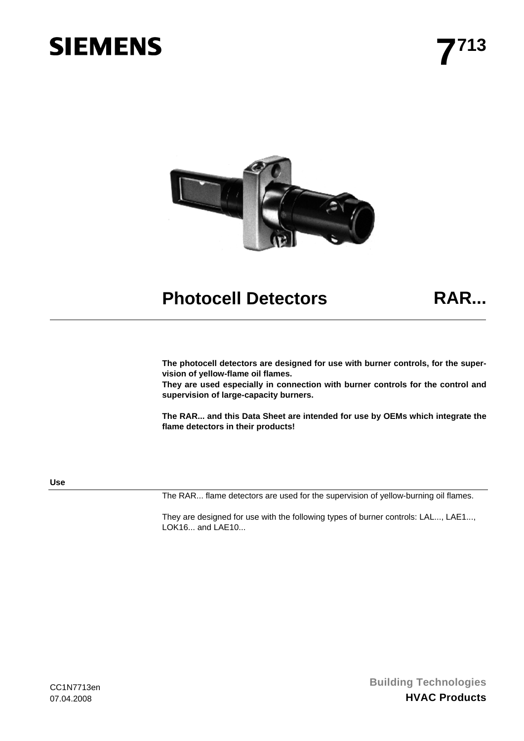SIEMENS

**7[713]**

# Photocell Detectors RAR...

**The photocell detectors are designed for use with burner controls, for the supervision of yellow-flame oil flames.**
**They are used especially in connection with burner controls for the control and supervision of large-capacity burners.**

**The RAR... and this Data Sheet are intended for use by OEMs which integrate the flame detectors in their products!**

## Use

The RAR... flame detectors are used for the supervision of yellow-burning oil flames.

They are designed for use with the following types of burner controls: LAL..., LAE1..., LOK16... and LAE10...

CC1N7713en
07.04.2008

Building Technologies
**HVAC Products**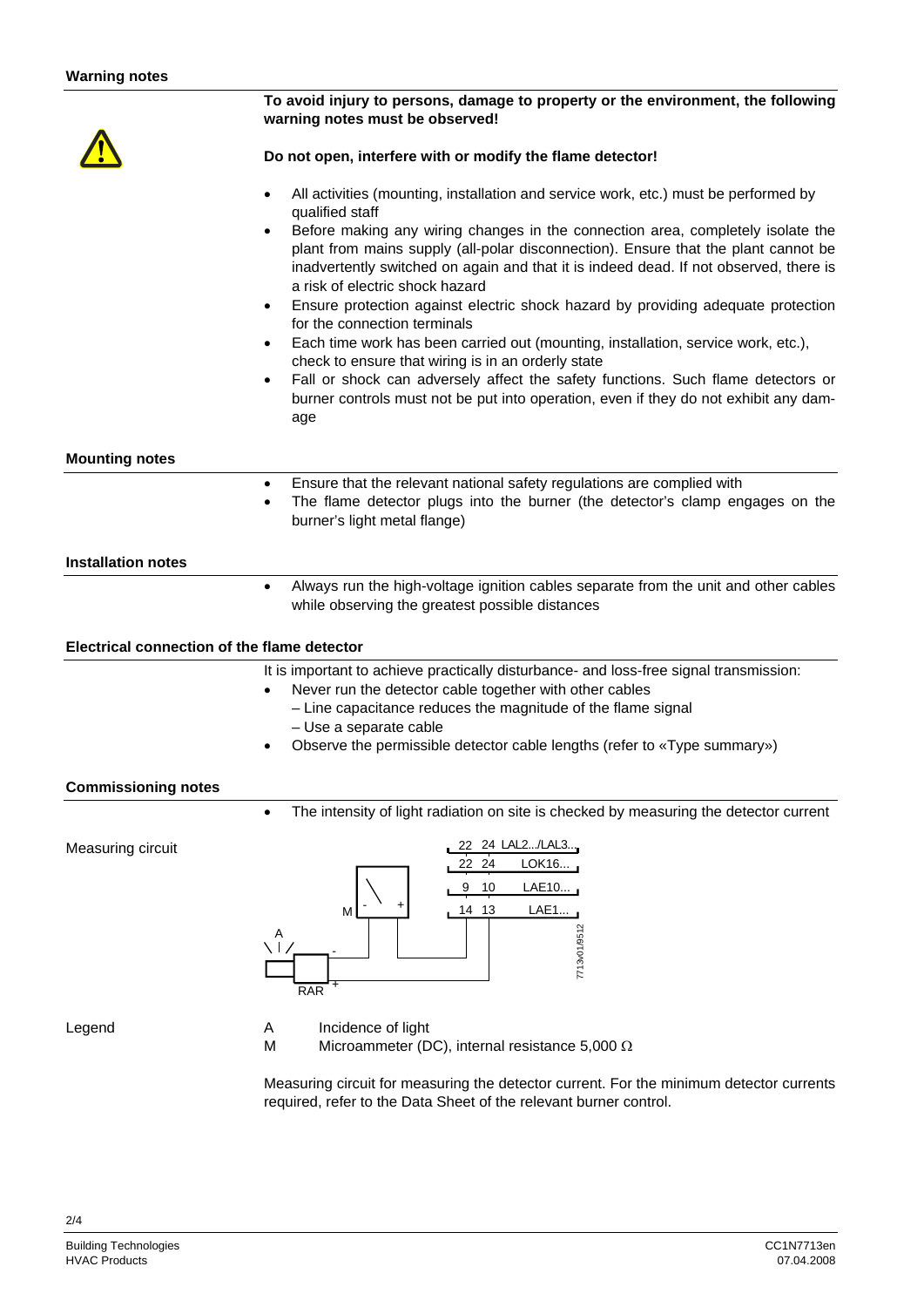## Warning notes

**To avoid injury to persons, damage to property or the environment, the following warning notes must be observed!**

**Do not open, interfere with or modify the flame detector!**

- All activities (mounting, installation and service work, etc.) must be performed by qualified staff
- Before making any wiring changes in the connection area, completely isolate the plant from mains supply (all-polar disconnection). Ensure that the plant cannot be inadvertently switched on again and that it is indeed dead. If not observed, there is a risk of electric shock hazard
- Ensure protection against electric shock hazard by providing adequate protection for the connection terminals
- Each time work has been carried out (mounting, installation, service work, etc.), check to ensure that wiring is in an orderly state
- Fall or shock can adversely affect the safety functions. Such flame detectors or burner controls must not be put into operation, even if they do not exhibit any damage

## Mounting notes

- Ensure that the relevant national safety regulations are complied with
- The flame detector plugs into the burner (the detector's clamp engages on the burner's light metal flange)

## Installation notes

- Always run the high-voltage ignition cables separate from the unit and other cables while observing the greatest possible distances

## Electrical connection of the flame detector

It is important to achieve practically disturbance- and loss-free signal transmission:

- Never run the detector cable together with other cables
  - – Line capacitance reduces the magnitude of the flame signal
  - – Use a separate cable
- Observe the permissible detector cable lengths (refer to «Type summary»)

## Commissioning notes

- The intensity of light radiation on site is checked by measuring the detector current

Measuring circuit

| Terminals | Burner control |
|---|---|
| 22 24 | LAL2.../LAL3... |
| 22 24 | LOK16... |
| 9 10 | LAE10... |
| 14 13 | LAE1... |

RAR

7713v01/9512

Legend

A Incidence of light

M Microammeter (DC), internal resistance 5,000 Ω

Measuring circuit for measuring the detector current. For the minimum detector currents required, refer to the Data Sheet of the relevant burner control.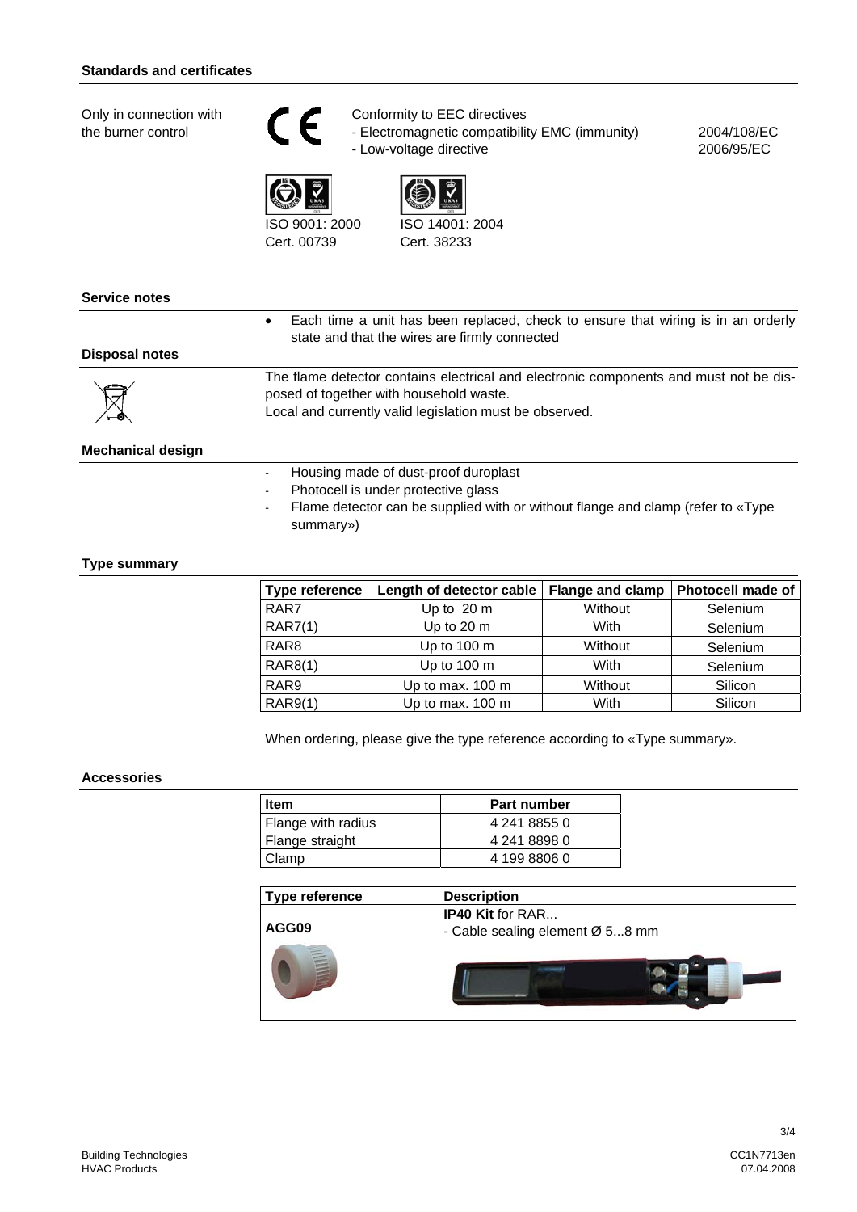## Standards and certificates

Only in connection with the burner control

Conformity to EEC directives

- Electromagnetic compatibility EMC (immunity) 2004/108/EC
- Low-voltage directive 2006/95/EC

ISO 9001: 2000
Cert. 00739

ISO 14001: 2004
Cert. 38233

## Service notes

- Each time a unit has been replaced, check to ensure that wiring is in an orderly state and that the wires are firmly connected

## Disposal notes

The flame detector contains electrical and electronic components and must not be disposed of together with household waste.
Local and currently valid legislation must be observed.

## Mechanical design

- Housing made of dust-proof duroplast
- Photocell is under protective glass
- Flame detector can be supplied with or without flange and clamp (refer to «Type summary»)

## Type summary

| Type reference | Length of detector cable | Flange and clamp | Photocell made of |
|---|---|---|---|
| RAR7 | Up to 20 m | Without | Selenium |
| RAR7(1) | Up to 20 m | With | Selenium |
| RAR8 | Up to 100 m | Without | Selenium |
| RAR8(1) | Up to 100 m | With | Selenium |
| RAR9 | Up to max. 100 m | Without | Silicon |
| RAR9(1) | Up to max. 100 m | With | Silicon |

When ordering, please give the type reference according to «Type summary».

## Accessories

| Item | Part number |
|---|---|
| Flange with radius | 4 241 8855 0 |
| Flange straight | 4 241 8898 0 |
| Clamp | 4 199 8806 0 |

| Type reference | Description |
|---|---|
| **AGG09** | **IP40 Kit** for RAR...<br>- Cable sealing element Ø 5...8 mm |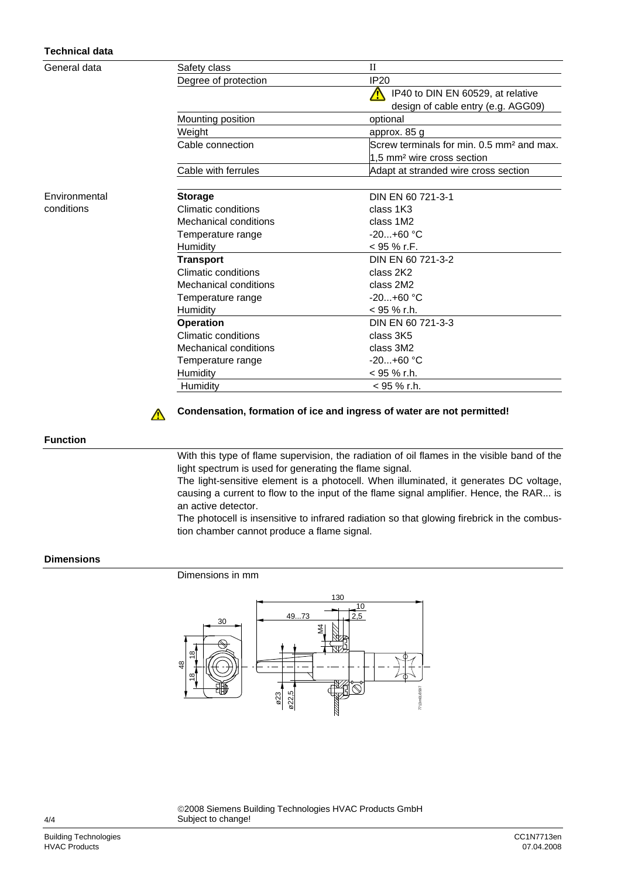## Technical data

| | | |
|---|---|---|
| General data | Safety class | II |
| | Degree of protection | IP20 |
| | | ⚠ IP40 to DIN EN 60529, at relative design of cable entry (e.g. AGG09) |
| | Mounting position | optional |
| | Weight | approx. 85 g |
| | Cable connection | Screw terminals for min. 0.5 mm² and max. 1,5 mm² wire cross section |
| | Cable with ferrules | Adapt at stranded wire cross section |

| | | |
|---|---|---|
| Environmental conditions | **Storage** | DIN EN 60 721-3-1 |
| | Climatic conditions | class 1K3 |
| | Mechanical conditions | class 1M2 |
| | Temperature range | -20...+60 °C |
| | Humidity | < 95 % r.F. |
| | **Transport** | DIN EN 60 721-3-2 |
| | Climatic conditions | class 2K2 |
| | Mechanical conditions | class 2M2 |
| | Temperature range | -20...+60 °C |
| | Humidity | < 95 % r.h. |
| | **Operation** | DIN EN 60 721-3-3 |
| | Climatic conditions | class 3K5 |
| | Mechanical conditions | class 3M2 |
| | Temperature range | -20...+60 °C |
| | Humidity | < 95 % r.h. |
| | Humidity | < 95 % r.h. |

⚠ **Condensation, formation of ice and ingress of water are not permitted!**

## Function

With this type of flame supervision, the radiation of oil flames in the visible band of the light spectrum is used for generating the flame signal.
The light-sensitive element is a photocell. When illuminated, it generates DC voltage, causing a current to flow to the input of the flame signal amplifier. Hence, the RAR... is an active detector.
The photocell is insensitive to infrared radiation so that glowing firebrick in the combustion chamber cannot produce a flame signal.

## Dimensions

Dimensions in mm

130
10
49...73
2,5
30
M4
18
48
18
ø23
ø22,5
7713m01/0597

©2008 Siemens Building Technologies HVAC Products GmbH
Subject to change!